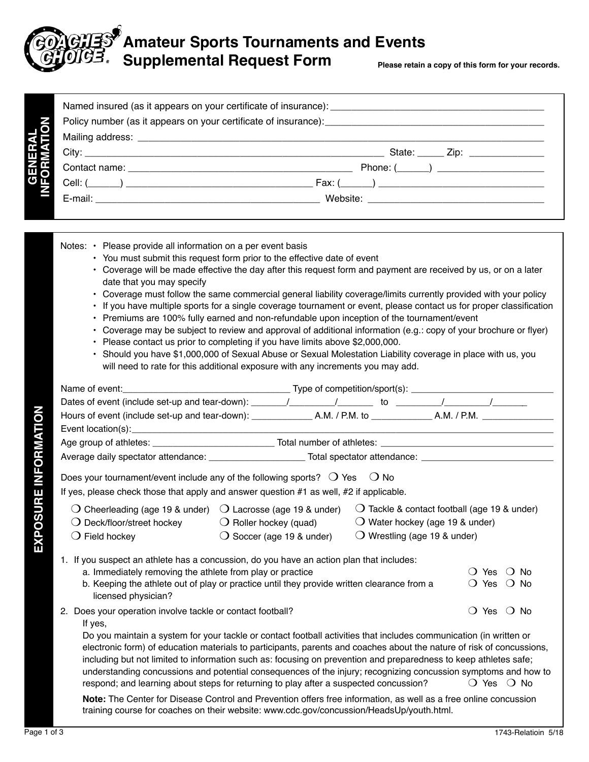# Amateur Sports Tournaments and Events Supplemental Request Form

**Please retain a copy of this form for your records.**

## GENERAL INFORMATION

Named insured (as it appears on your certificate of insurance): ______________________________

Policy number (as it appears on your certificate of insurance): ______________________________

Mailing address: ______________________________

City: ______________________________ State: _____ Zip: ______________

Contact name: ______________________________ Phone: (______) ____________________

Cell: (______) ______________________________ Fax: (______) ______________________________

E-mail: ______________________________ Website: ______________________________

## EXPOSURE INFORMATION

Notes:
- Please provide all information on a per event basis
- You must submit this request form prior to the effective date of event
- Coverage will be made effective the day after this request form and payment are received by us, or on a later date that you may specify
- Coverage must follow the same commercial general liability coverage/limits currently provided with your policy
- If you have multiple sports for a single coverage tournament or event, please contact us for proper classification
- Premiums are 100% fully earned and non-refundable upon inception of the tournament/event
- Coverage may be subject to review and approval of additional information (e.g.: copy of your brochure or flyer)
- Please contact us prior to completing if you have limits above $2,000,000.
- Should you have $1,000,000 of Sexual Abuse or Sexual Molestation Liability coverage in place with us, you will need to rate for this additional exposure with any increments you may add.

Name of event: ______________________________ Type of competition/sport(s): ______________________________

Dates of event (include set-up and tear-down): _______/________/_______ to ________/________/_______

Hours of event (include set-up and tear-down): ____________ A.M. / P.M. to ____________ A.M. / P.M. _____________

Event location(s): ______________________________

Age group of athletes: ______________________ Total number of athletes: ______________________________

Average daily spectator attendance: __________________ Total spectator attendance: ________________________

Does your tournament/event include any of the following sports? ❍ Yes ❍ No

If yes, please check those that apply and answer question #1 as well, #2 if applicable.

- ❍ Cheerleading (age 19 & under)
- ❍ Deck/floor/street hockey
- ❍ Field hockey
- ❍ Lacrosse (age 19 & under)
- ❍ Roller hockey (quad)
- ❍ Soccer (age 19 & under)
- ❍ Tackle & contact football (age 19 & under)
- ❍ Water hockey (age 19 & under)
- ❍ Wrestling (age 19 & under)

1. If you suspect an athlete has a concussion, do you have an action plan that includes:
   a. Immediately removing the athlete from play or practice ❍ Yes ❍ No
   b. Keeping the athlete out of play or practice until they provide written clearance from a licensed physician? ❍ Yes ❍ No

2. Does your operation involve tackle or contact football? ❍ Yes ❍ No

   If yes,

   Do you maintain a system for your tackle or contact football activities that includes communication (in written or electronic form) of education materials to participants, parents and coaches about the nature of risk of concussions, including but not limited to information such as: focusing on prevention and preparedness to keep athletes safe; understanding concussions and potential consequences of the injury; recognizing concussion symptoms and how to respond; and learning about steps for returning to play after a suspected concussion? ❍ Yes ❍ No

   **Note:** The Center for Disease Control and Prevention offers free information, as well as a free online concussion training course for coaches on their website: www.cdc.gov/concussion/HeadsUp/youth.html.

1743-Relatioin 5/18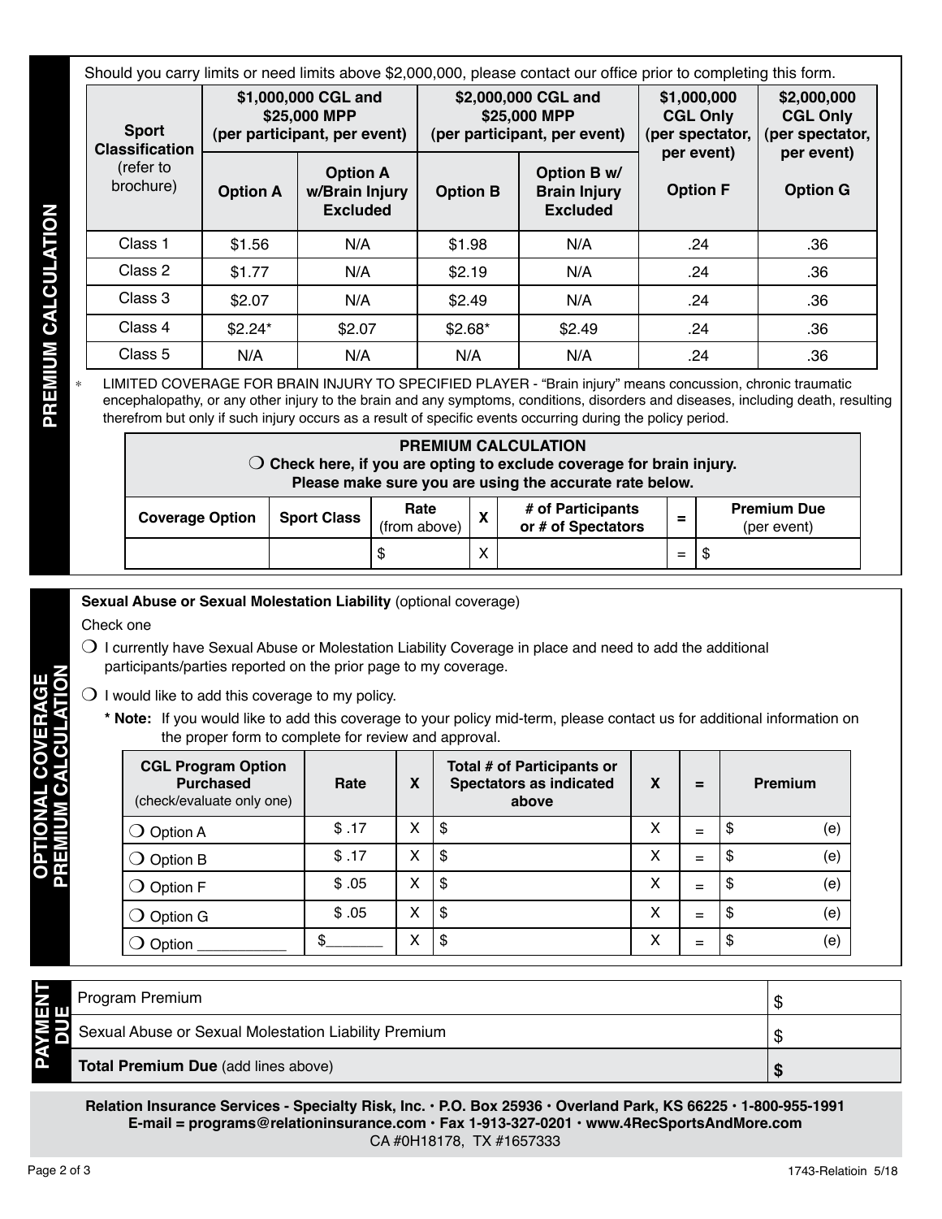## PREMIUM CALCULATION

Should you carry limits or need limits above $2,000,000, please contact our office prior to completing this form.

| Sport Classification (refer to brochure) | $1,000,000 CGL and $25,000 MPP (per participant, per event) | | $2,000,000 CGL and $25,000 MPP (per participant, per event) | | $1,000,000 CGL Only (per spectator, per event) | $2,000,000 CGL Only (per spectator, per event) |
|---|---|---|---|---|---|---|
| | **Option A** | **Option A w/Brain Injury Excluded** | **Option B** | **Option B w/ Brain Injury Excluded** | **Option F** | **Option G** |
| Class 1 | $1.56 | N/A | $1.98 | N/A | .24 | .36 |
| Class 2 | $1.77 | N/A | $2.19 | N/A | .24 | .36 |
| Class 3 | $2.07 | N/A | $2.49 | N/A | .24 | .36 |
| Class 4 | $2.24* | $2.07 | $2.68* | $2.49 | .24 | .36 |
| Class 5 | N/A | N/A | N/A | N/A | .24 | .36 |

* LIMITED COVERAGE FOR BRAIN INJURY TO SPECIFIED PLAYER - "Brain injury" means concussion, chronic traumatic encephalopathy, or any other injury to the brain and any symptoms, conditions, disorders and diseases, including death, resulting therefrom but only if such injury occurs as a result of specific events occurring during the policy period.

**PREMIUM CALCULATION**

❍ **Check here, if you are opting to exclude coverage for brain injury. Please make sure you are using the accurate rate below.**

| Coverage Option | Sport Class | Rate (from above) | X | # of Participants or # of Spectators | = | Premium Due (per event) |
|---|---|---|---|---|---|---|
| | | $ | X | | = | $ |

## OPTIONAL COVERAGE PREMIUM CALCULATION

**Sexual Abuse or Sexual Molestation Liability** (optional coverage)

Check one

❍ I currently have Sexual Abuse or Molestation Liability Coverage in place and need to add the additional participants/parties reported on the prior page to my coverage.

❍ I would like to add this coverage to my policy.

**\* Note:** If you would like to add this coverage to your policy mid-term, please contact us for additional information on the proper form to complete for review and approval.

| CGL Program Option Purchased (check/evaluate only one) | Rate | X | Total # of Participants or Spectators as indicated above | X | = | Premium |
|---|---|---|---|---|---|---|
| ❍ Option A | $ .17 | X | $ | X | = | $ (e) |
| ❍ Option B | $ .17 | X | $ | X | = | $ (e) |
| ❍ Option F | $ .05 | X | $ | X | = | $ (e) |
| ❍ Option G | $ .05 | X | $ | X | = | $ (e) |
| ❍ Option ___________ | $_______ | X | $ | X | = | $ (e) |

## PAYMENT DUE

| | |
|---|---|
| Program Premium | $ |
| Sexual Abuse or Sexual Molestation Liability Premium | $ |
| **Total Premium Due** (add lines above) | **$** |

**Relation Insurance Services - Specialty Risk, Inc. • P.O. Box 25936 • Overland Park, KS 66225 • 1-800-955-1991**
**E-mail = programs@relationinsurance.com • Fax 1-913-327-0201 • www.4RecSportsAndMore.com**
CA #0H18178, TX #1657333

1743-Relatioin 5/18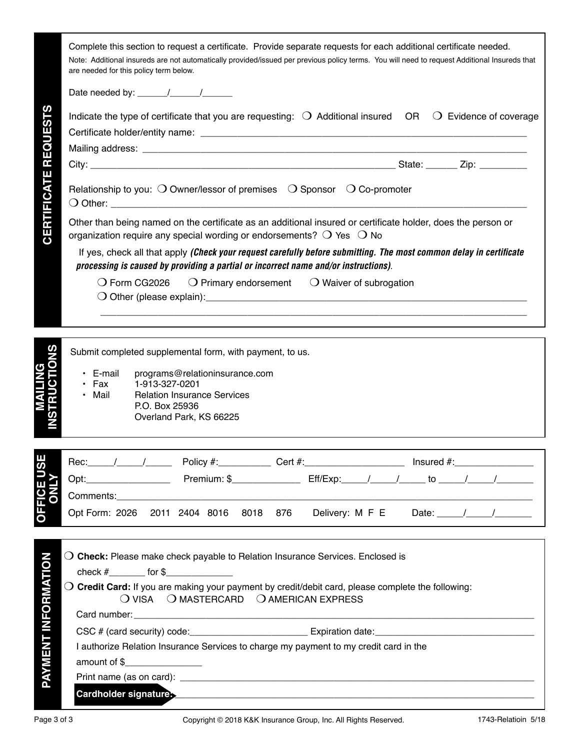## CERTIFICATE REQUESTS

Complete this section to request a certificate. Provide separate requests for each additional certificate needed.

Note: Additional insureds are not automatically provided/issued per previous policy terms. You will need to request Additional Insureds that are needed for this policy term below.

Date needed by: ______/______/______

Indicate the type of certificate that you are requesting: ❍ Additional insured OR ❍ Evidence of coverage

Certificate holder/entity name: ____________________________________________

Mailing address: ____________________________________________

City: ____________________________________________ State: ______ Zip: _________

Relationship to you: ❍ Owner/lessor of premises ❍ Sponsor ❍ Co-promoter

❍ Other: ____________________________________________

Other than being named on the certificate as an additional insured or certificate holder, does the person or organization require any special wording or endorsements? ❍ Yes ❍ No

If yes, check all that apply ***(Check your request carefully before submitting. The most common delay in certificate processing is caused by providing a partial or incorrect name and/or instructions)***.

❍ Form CG2026 ❍ Primary endorsement ❍ Waiver of subrogation

❍ Other (please explain):____________________________________________

____________________________________________

## MAILING INSTRUCTIONS

Submit completed supplemental form, with payment, to us.

- E-mail programs@relationinsurance.com
- Fax 1-913-327-0201
- Mail Relation Insurance Services
  P.O. Box 25936
  Overland Park, KS 66225

## OFFICE USE ONLY

Rec:_____/_____/_____ Policy #:__________ Cert #:___________________ Insured #:_______________

Opt:________________ Premium: $_____________ Eff/Exp:_____/_____/_____ to _____/_____/_______

Comments:____________________________________________

Opt Form: 2026 2011 2404 8016 8018 876 Delivery: M F E Date: _____/_____/_______

## PAYMENT INFORMATION

❍ **Check:** Please make check payable to Relation Insurance Services. Enclosed is check #_______ for $_____________

❍ **Credit Card:** If you are making your payment by credit/debit card, please complete the following:

❍ VISA ❍ MASTERCARD ❍ AMERICAN EXPRESS

Card number:____________________________________________

CSC # (card security) code:_______________________ Expiration date:_______________________

I authorize Relation Insurance Services to charge my payment to my credit card in the amount of $_______________

Print name (as on card): ____________________________________________

**Cardholder signature:** ____________________________________________

Copyright © 2018 K&K Insurance Group, Inc. All Rights Reserved. 1743-Relatioin 5/18